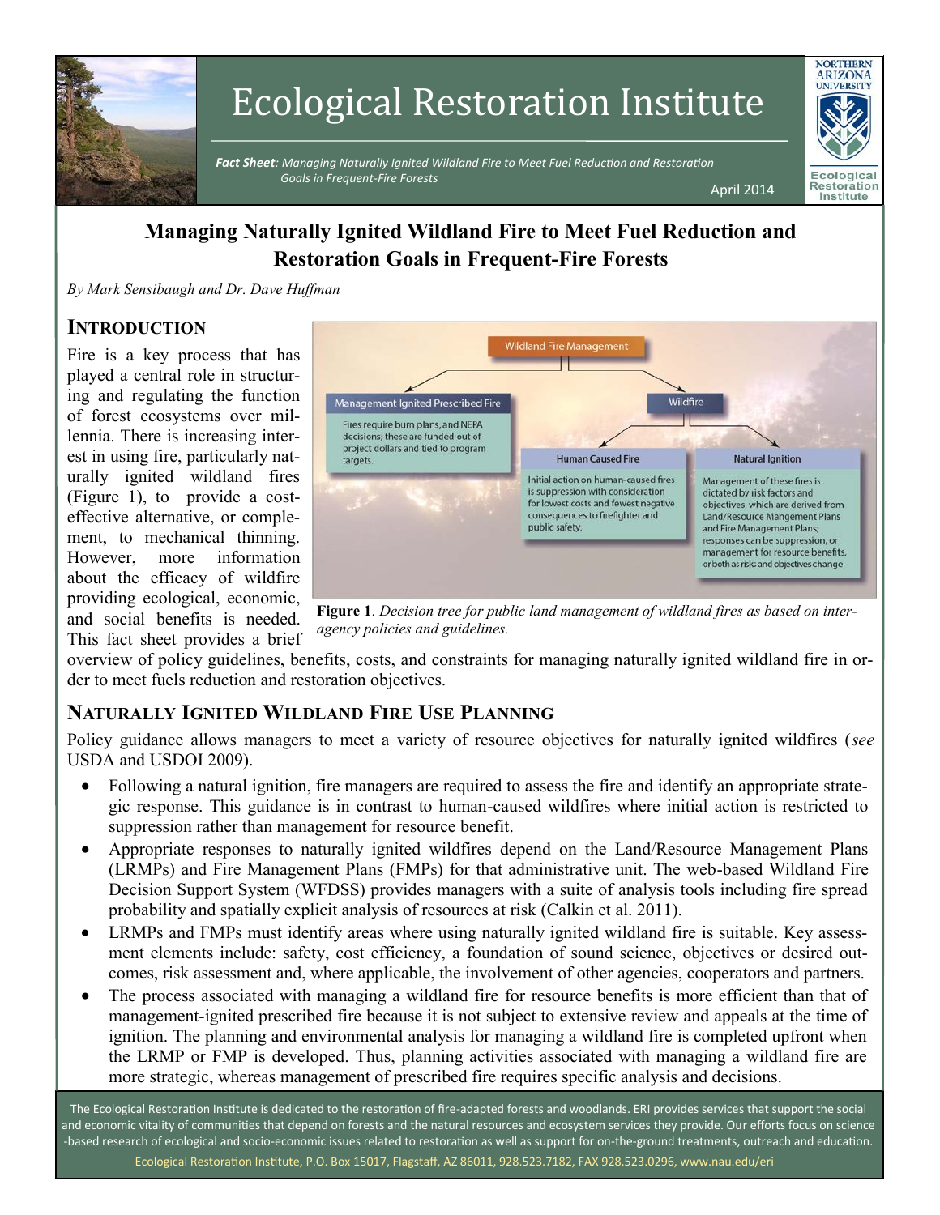# Ecological Restoration Institute

***Fact Sheet**: Managing Naturally Ignited Wildland Fire to Meet Fuel Reduction and Restoration Goals in Frequent-Fire Forests*

April 2014

## Managing Naturally Ignited Wildland Fire to Meet Fuel Reduction and Restoration Goals in Frequent-Fire Forests

*By Mark Sensibaugh and Dr. Dave Huffman*

### Introduction

Fire is a key process that has played a central role in structuring and regulating the function of forest ecosystems over millennia. There is increasing interest in using fire, particularly naturally ignited wildland fires (Figure 1), to provide a cost-effective alternative, or complement, to mechanical thinning. However, more information about the efficacy of wildfire providing ecological, economic, and social benefits is needed. This fact sheet provides a brief overview of policy guidelines, benefits, costs, and constraints for managing naturally ignited wildland fire in order to meet fuels reduction and restoration objectives.

Wildland Fire Management

- Management Ignited Prescribed Fire: Fires require burn plans, and NEPA decisions; these are funded out of project dollars and tied to program targets.
- Wildfire
  - Human Caused Fire: Initial action on human-caused fires is suppression with consideration for lowest costs and fewest negative consequences to firefighter and public safety.
  - Natural Ignition: Management of these fires is dictated by risk factors and objectives, which are derived from Land/Resource Mangement Plans and Fire Management Plans; responses can be suppression, or management for resource benefits, or both as risks and objectives change.

**Figure 1**. *Decision tree for public land management of wildland fires as based on inter-agency policies and guidelines.*

### Naturally Ignited Wildland Fire Use Planning

Policy guidance allows managers to meet a variety of resource objectives for naturally ignited wildfires (*see* USDA and USDOI 2009).

- Following a natural ignition, fire managers are required to assess the fire and identify an appropriate strategic response. This guidance is in contrast to human-caused wildfires where initial action is restricted to suppression rather than management for resource benefit.
- Appropriate responses to naturally ignited wildfires depend on the Land/Resource Management Plans (LRMPs) and Fire Management Plans (FMPs) for that administrative unit. The web-based Wildland Fire Decision Support System (WFDSS) provides managers with a suite of analysis tools including fire spread probability and spatially explicit analysis of resources at risk (Calkin et al. 2011).
- LRMPs and FMPs must identify areas where using naturally ignited wildland fire is suitable. Key assessment elements include: safety, cost efficiency, a foundation of sound science, objectives or desired outcomes, risk assessment and, where applicable, the involvement of other agencies, cooperators and partners.
- The process associated with managing a wildland fire for resource benefits is more efficient than that of management-ignited prescribed fire because it is not subject to extensive review and appeals at the time of ignition. The planning and environmental analysis for managing a wildland fire is completed upfront when the LRMP or FMP is developed. Thus, planning activities associated with managing a wildland fire are more strategic, whereas management of prescribed fire requires specific analysis and decisions.

The Ecological Restoration Institute is dedicated to the restoration of fire-adapted forests and woodlands. ERI provides services that support the social and economic vitality of communities that depend on forests and the natural resources and ecosystem services they provide. Our efforts focus on science-based research of ecological and socio-economic issues related to restoration as well as support for on-the-ground treatments, outreach and education.

Ecological Restoration Institute, P.O. Box 15017, Flagstaff, AZ 86011, 928.523.7182, FAX 928.523.0296, www.nau.edu/eri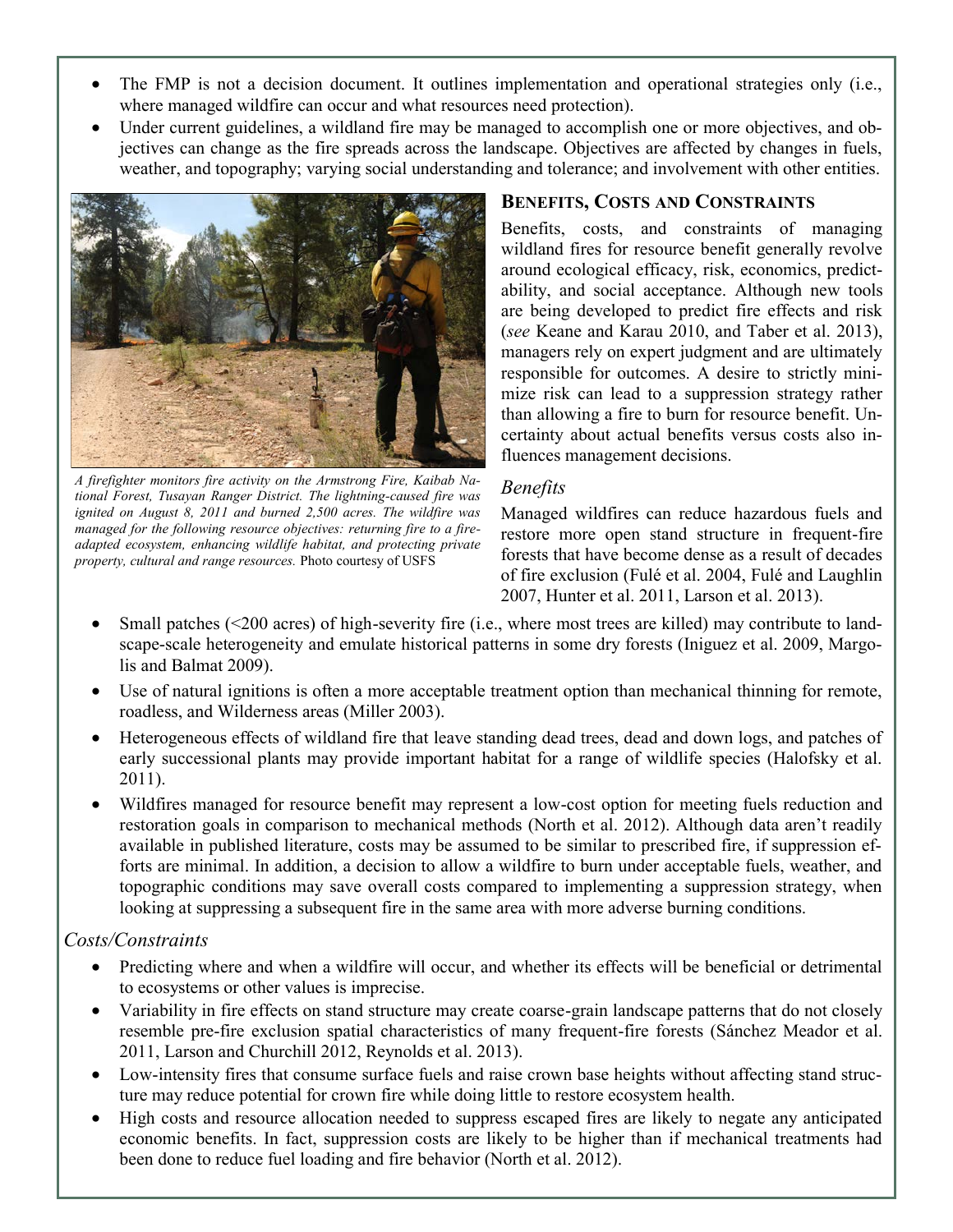- The FMP is not a decision document. It outlines implementation and operational strategies only (i.e., where managed wildfire can occur and what resources need protection).
- Under current guidelines, a wildland fire may be managed to accomplish one or more objectives, and objectives can change as the fire spreads across the landscape. Objectives are affected by changes in fuels, weather, and topography; varying social understanding and tolerance; and involvement with other entities.

*A firefighter monitors fire activity on the Armstrong Fire, Kaibab National Forest, Tusayan Ranger District. The lightning-caused fire was ignited on August 8, 2011 and burned 2,500 acres. The wildfire was managed for the following resource objectives: returning fire to a fire-adapted ecosystem, enhancing wildlife habitat, and protecting private property, cultural and range resources.* Photo courtesy of USFS

## Benefits, Costs and Constraints

Benefits, costs, and constraints of managing wildland fires for resource benefit generally revolve around ecological efficacy, risk, economics, predictability, and social acceptance. Although new tools are being developed to predict fire effects and risk (*see* Keane and Karau 2010, and Taber et al. 2013), managers rely on expert judgment and are ultimately responsible for outcomes. A desire to strictly minimize risk can lead to a suppression strategy rather than allowing a fire to burn for resource benefit. Uncertainty about actual benefits versus costs also influences management decisions.

### *Benefits*

Managed wildfires can reduce hazardous fuels and restore more open stand structure in frequent-fire forests that have become dense as a result of decades of fire exclusion (Fulé et al. 2004, Fulé and Laughlin 2007, Hunter et al. 2011, Larson et al. 2013).

- Small patches (<200 acres) of high-severity fire (i.e., where most trees are killed) may contribute to landscape-scale heterogeneity and emulate historical patterns in some dry forests (Iniguez et al. 2009, Margolis and Balmat 2009).
- Use of natural ignitions is often a more acceptable treatment option than mechanical thinning for remote, roadless, and Wilderness areas (Miller 2003).
- Heterogeneous effects of wildland fire that leave standing dead trees, dead and down logs, and patches of early successional plants may provide important habitat for a range of wildlife species (Halofsky et al. 2011).
- Wildfires managed for resource benefit may represent a low-cost option for meeting fuels reduction and restoration goals in comparison to mechanical methods (North et al. 2012). Although data aren't readily available in published literature, costs may be assumed to be similar to prescribed fire, if suppression efforts are minimal. In addition, a decision to allow a wildfire to burn under acceptable fuels, weather, and topographic conditions may save overall costs compared to implementing a suppression strategy, when looking at suppressing a subsequent fire in the same area with more adverse burning conditions.

### *Costs/Constraints*

- Predicting where and when a wildfire will occur, and whether its effects will be beneficial or detrimental to ecosystems or other values is imprecise.
- Variability in fire effects on stand structure may create coarse-grain landscape patterns that do not closely resemble pre-fire exclusion spatial characteristics of many frequent-fire forests (Sánchez Meador et al. 2011, Larson and Churchill 2012, Reynolds et al. 2013).
- Low-intensity fires that consume surface fuels and raise crown base heights without affecting stand structure may reduce potential for crown fire while doing little to restore ecosystem health.
- High costs and resource allocation needed to suppress escaped fires are likely to negate any anticipated economic benefits. In fact, suppression costs are likely to be higher than if mechanical treatments had been done to reduce fuel loading and fire behavior (North et al. 2012).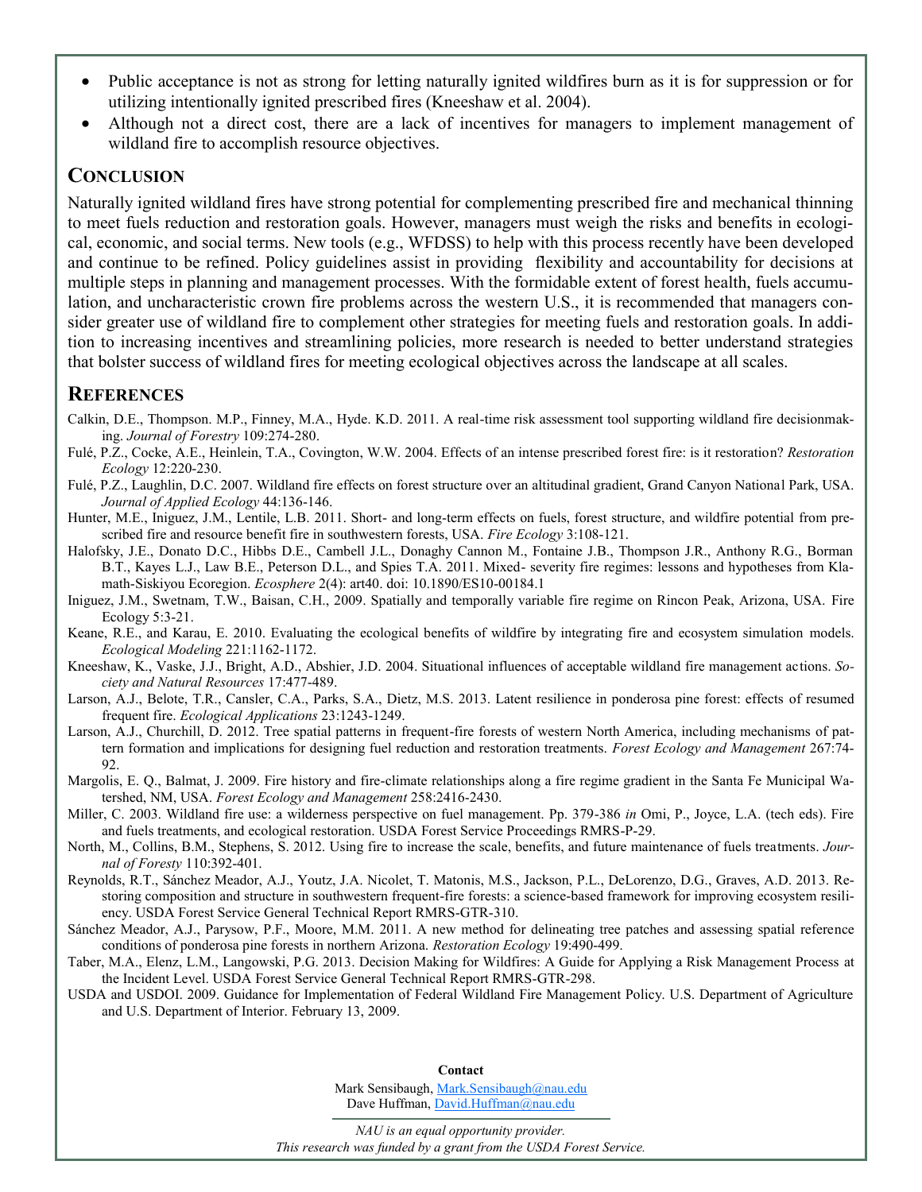- Public acceptance is not as strong for letting naturally ignited wildfires burn as it is for suppression or for utilizing intentionally ignited prescribed fires (Kneeshaw et al. 2004).
- Although not a direct cost, there are a lack of incentives for managers to implement management of wildland fire to accomplish resource objectives.

## Conclusion

Naturally ignited wildland fires have strong potential for complementing prescribed fire and mechanical thinning to meet fuels reduction and restoration goals. However, managers must weigh the risks and benefits in ecological, economic, and social terms. New tools (e.g., WFDSS) to help with this process recently have been developed and continue to be refined. Policy guidelines assist in providing flexibility and accountability for decisions at multiple steps in planning and management processes. With the formidable extent of forest health, fuels accumulation, and uncharacteristic crown fire problems across the western U.S., it is recommended that managers consider greater use of wildland fire to complement other strategies for meeting fuels and restoration goals. In addition to increasing incentives and streamlining policies, more research is needed to better understand strategies that bolster success of wildland fires for meeting ecological objectives across the landscape at all scales.

## References

Calkin, D.E., Thompson. M.P., Finney, M.A., Hyde. K.D. 2011. A real-time risk assessment tool supporting wildland fire decisionmaking. *Journal of Forestry* 109:274-280.

Fulé, P.Z., Cocke, A.E., Heinlein, T.A., Covington, W.W. 2004. Effects of an intense prescribed forest fire: is it restoration? *Restoration Ecology* 12:220-230.

Fulé, P.Z., Laughlin, D.C. 2007. Wildland fire effects on forest structure over an altitudinal gradient, Grand Canyon National Park, USA. *Journal of Applied Ecology* 44:136-146.

Hunter, M.E., Iniguez, J.M., Lentile, L.B. 2011. Short- and long-term effects on fuels, forest structure, and wildfire potential from prescribed fire and resource benefit fire in southwestern forests, USA. *Fire Ecology* 3:108-121.

Halofsky, J.E., Donato D.C., Hibbs D.E., Cambell J.L., Donaghy Cannon M., Fontaine J.B., Thompson J.R., Anthony R.G., Borman B.T., Kayes L.J., Law B.E., Peterson D.L., and Spies T.A. 2011. Mixed- severity fire regimes: lessons and hypotheses from Klamath-Siskiyou Ecoregion. *Ecosphere* 2(4): art40. doi: 10.1890/ES10-00184.1

Iniguez, J.M., Swetnam, T.W., Baisan, C.H., 2009. Spatially and temporally variable fire regime on Rincon Peak, Arizona, USA. Fire Ecology 5:3-21.

Keane, R.E., and Karau, E. 2010. Evaluating the ecological benefits of wildfire by integrating fire and ecosystem simulation models. *Ecological Modeling* 221:1162-1172.

Kneeshaw, K., Vaske, J.J., Bright, A.D., Abshier, J.D. 2004. Situational influences of acceptable wildland fire management actions. *Society and Natural Resources* 17:477-489.

Larson, A.J., Belote, T.R., Cansler, C.A., Parks, S.A., Dietz, M.S. 2013. Latent resilience in ponderosa pine forest: effects of resumed frequent fire. *Ecological Applications* 23:1243-1249.

Larson, A.J., Churchill, D. 2012. Tree spatial patterns in frequent-fire forests of western North America, including mechanisms of pattern formation and implications for designing fuel reduction and restoration treatments. *Forest Ecology and Management* 267:74-92.

Margolis, E. Q., Balmat, J. 2009. Fire history and fire-climate relationships along a fire regime gradient in the Santa Fe Municipal Watershed, NM, USA. *Forest Ecology and Management* 258:2416-2430.

Miller, C. 2003. Wildland fire use: a wilderness perspective on fuel management. Pp. 379-386 *in* Omi, P., Joyce, L.A. (tech eds). Fire and fuels treatments, and ecological restoration. USDA Forest Service Proceedings RMRS-P-29.

North, M., Collins, B.M., Stephens, S. 2012. Using fire to increase the scale, benefits, and future maintenance of fuels treatments. *Journal of Foresty* 110:392-401.

Reynolds, R.T., Sánchez Meador, A.J., Youtz, J.A. Nicolet, T. Matonis, M.S., Jackson, P.L., DeLorenzo, D.G., Graves, A.D. 2013. Restoring composition and structure in southwestern frequent-fire forests: a science-based framework for improving ecosystem resiliency. USDA Forest Service General Technical Report RMRS-GTR-310.

Sánchez Meador, A.J., Parysow, P.F., Moore, M.M. 2011. A new method for delineating tree patches and assessing spatial reference conditions of ponderosa pine forests in northern Arizona. *Restoration Ecology* 19:490-499.

Taber, M.A., Elenz, L.M., Langowski, P.G. 2013. Decision Making for Wildfires: A Guide for Applying a Risk Management Process at the Incident Level. USDA Forest Service General Technical Report RMRS-GTR-298.

USDA and USDOI. 2009. Guidance for Implementation of Federal Wildland Fire Management Policy. U.S. Department of Agriculture and U.S. Department of Interior. February 13, 2009.

**Contact**

Mark Sensibaugh, Mark.Sensibaugh@nau.edu
Dave Huffman, David.Huffman@nau.edu

*NAU is an equal opportunity provider.*
*This research was funded by a grant from the USDA Forest Service.*